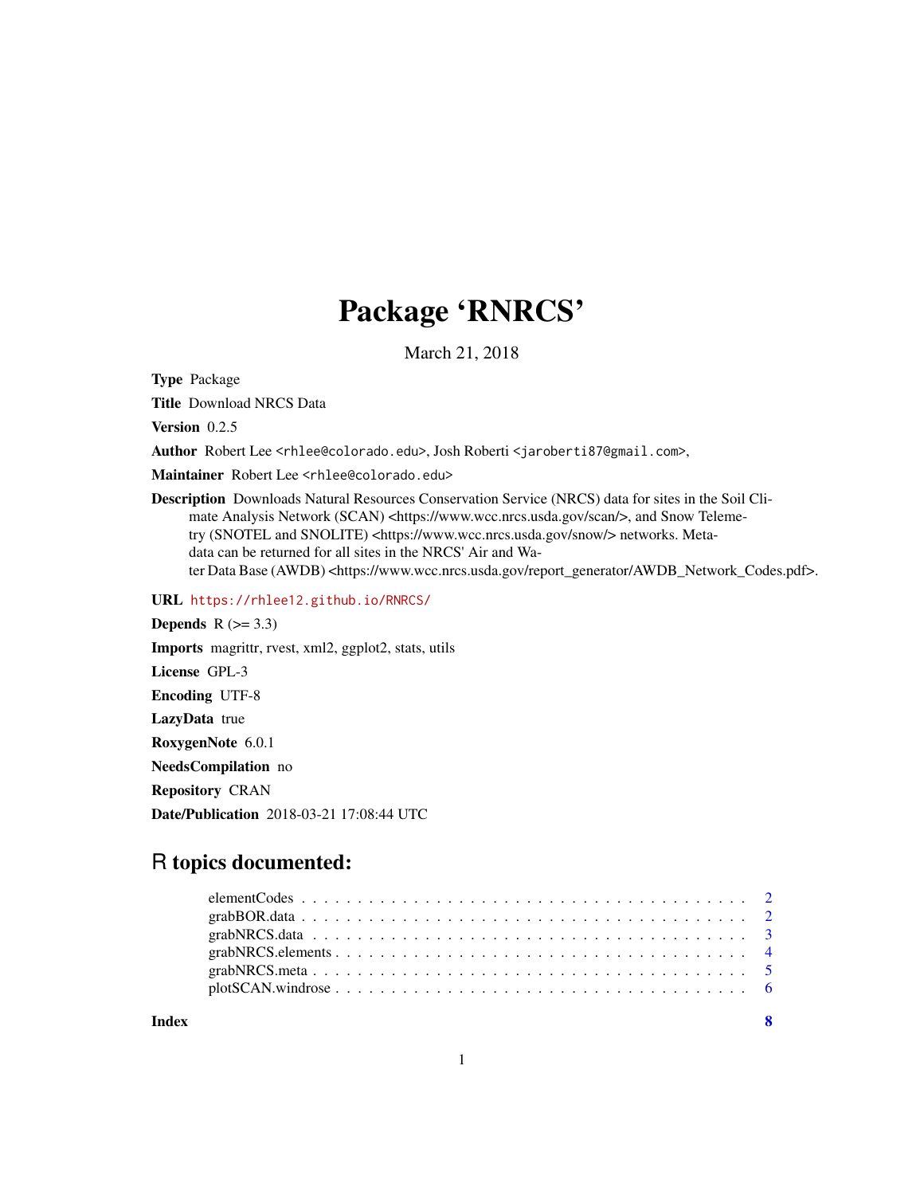# Package 'RNRCS'

March 21, 2018

**Type** Package

**Title** Download NRCS Data

**Version** 0.2.5

**Author** Robert Lee <rhlee@colorado.edu>, Josh Roberti <jaroberti87@gmail.com>,

**Maintainer** Robert Lee <rhlee@colorado.edu>

**Description** Downloads Natural Resources Conservation Service (NRCS) data for sites in the Soil Climate Analysis Network (SCAN) <https://www.wcc.nrcs.usda.gov/scan/>, and Snow Telemetry (SNOTEL and SNOLITE) <https://www.wcc.nrcs.usda.gov/snow/> networks. Metadata can be returned for all sites in the NRCS' Air and Water Data Base (AWDB) <https://www.wcc.nrcs.usda.gov/report_generator/AWDB_Network_Codes.pdf>.

**URL** https://rhlee12.github.io/RNRCS/

**Depends** R (>= 3.3)

**Imports** magrittr, rvest, xml2, ggplot2, stats, utils

**License** GPL-3

**Encoding** UTF-8

**LazyData** true

**RoxygenNote** 6.0.1

**NeedsCompilation** no

**Repository** CRAN

**Date/Publication** 2018-03-21 17:08:44 UTC

## R topics documented:

- elementCodes . . . . . . . . . . . . . . . . . . . . . . . . . . . . . . . . . . . . . . 2
- grabBOR.data . . . . . . . . . . . . . . . . . . . . . . . . . . . . . . . . . . . . . . 2
- grabNRCS.data . . . . . . . . . . . . . . . . . . . . . . . . . . . . . . . . . . . . . 3
- grabNRCS.elements . . . . . . . . . . . . . . . . . . . . . . . . . . . . . . . . . . . 4
- grabNRCS.meta . . . . . . . . . . . . . . . . . . . . . . . . . . . . . . . . . . . . . 5
- plotSCAN.windrose . . . . . . . . . . . . . . . . . . . . . . . . . . . . . . . . . . . 6

**Index** 8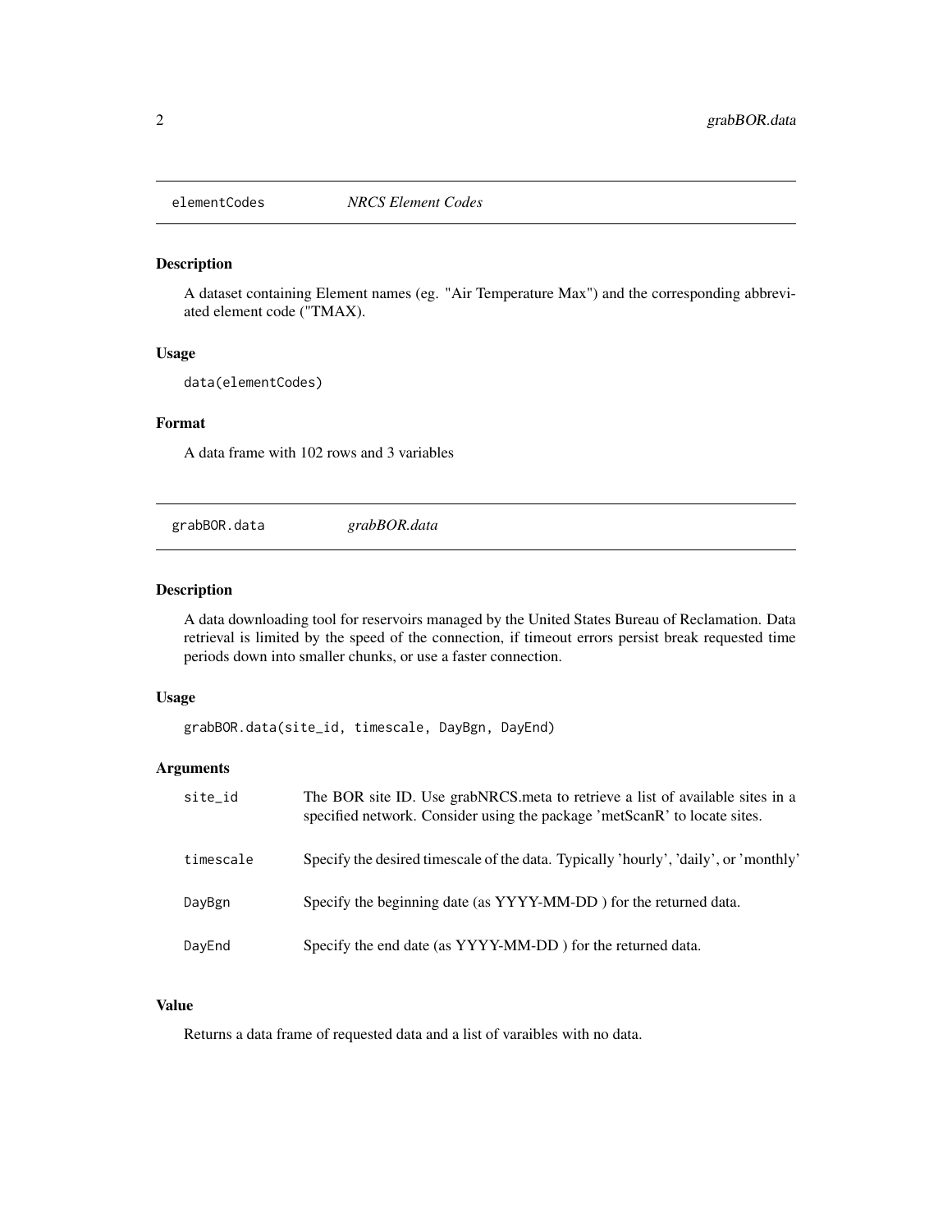## elementCodes *NRCS Element Codes*

### Description

A dataset containing Element names (eg. "Air Temperature Max") and the corresponding abbreviated element code ("TMAX).

### Usage

```
data(elementCodes)
```

### Format

A data frame with 102 rows and 3 variables

## grabBOR.data *grabBOR.data*

### Description

A data downloading tool for reservoirs managed by the United States Bureau of Reclamation. Data retrieval is limited by the speed of the connection, if timeout errors persist break requested time periods down into smaller chunks, or use a faster connection.

### Usage

```
grabBOR.data(site_id, timescale, DayBgn, DayEnd)
```

### Arguments

| | |
|---|---|
| site_id | The BOR site ID. Use grabNRCS.meta to retrieve a list of available sites in a specified network. Consider using the package 'metScanR' to locate sites. |
| timescale | Specify the desired timescale of the data. Typically 'hourly', 'daily', or 'monthly' |
| DayBgn | Specify the beginning date (as YYYY-MM-DD ) for the returned data. |
| DayEnd | Specify the end date (as YYYY-MM-DD ) for the returned data. |

### Value

Returns a data frame of requested data and a list of varaibles with no data.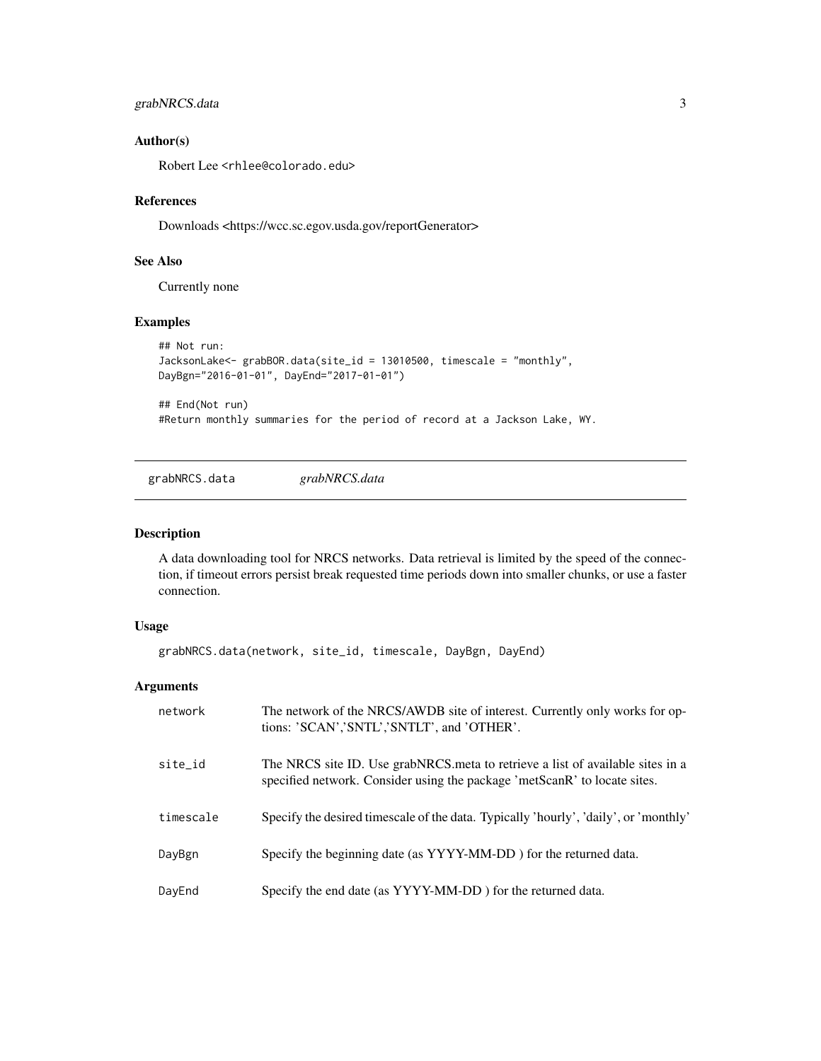## Author(s)

Robert Lee <rhlee@colorado.edu>

## References

Downloads <https://wcc.sc.egov.usda.gov/reportGenerator>

## See Also

Currently none

## Examples

```
## Not run:
JacksonLake<- grabBOR.data(site_id = 13010500, timescale = "monthly",
DayBgn="2016-01-01", DayEnd="2017-01-01")

## End(Not run)
#Return monthly summaries for the period of record at a Jackson Lake, WY.
```

---

# grabNRCS.data *grabNRCS.data*

---

## Description

A data downloading tool for NRCS networks. Data retrieval is limited by the speed of the connection, if timeout errors persist break requested time periods down into smaller chunks, or use a faster connection.

## Usage

```
grabNRCS.data(network, site_id, timescale, DayBgn, DayEnd)
```

## Arguments

| | |
|---|---|
| network | The network of the NRCS/AWDB site of interest. Currently only works for options: 'SCAN','SNTL','SNTLT', and 'OTHER'. |
| site_id | The NRCS site ID. Use grabNRCS.meta to retrieve a list of available sites in a specified network. Consider using the package 'metScanR' to locate sites. |
| timescale | Specify the desired timescale of the data. Typically 'hourly', 'daily', or 'monthly' |
| DayBgn | Specify the beginning date (as YYYY-MM-DD ) for the returned data. |
| DayEnd | Specify the end date (as YYYY-MM-DD ) for the returned data. |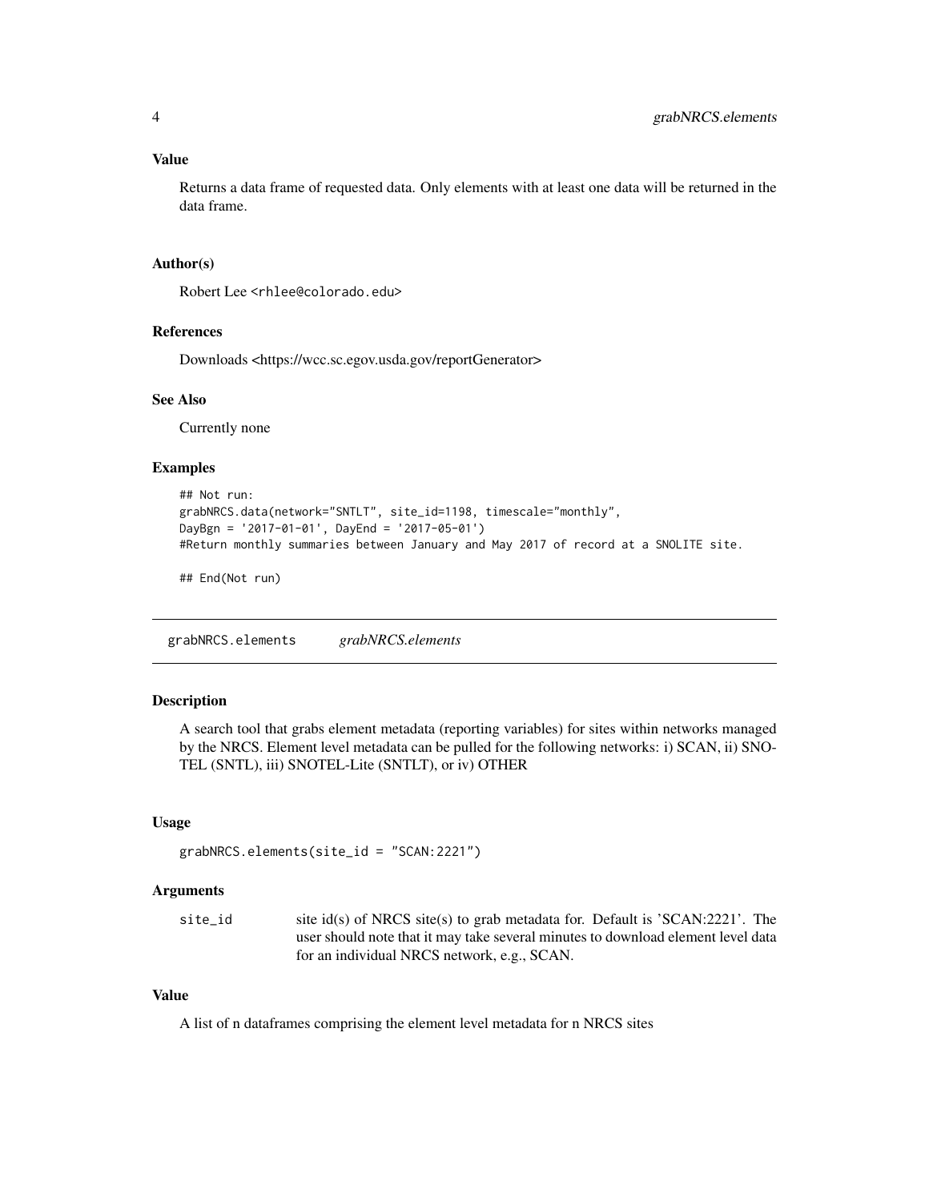### Value

Returns a data frame of requested data. Only elements with at least one data will be returned in the data frame.

### Author(s)

Robert Lee <rhlee@colorado.edu>

### References

Downloads <https://wcc.sc.egov.usda.gov/reportGenerator>

### See Also

Currently none

### Examples

```
## Not run:
grabNRCS.data(network="SNTLT", site_id=1198, timescale="monthly",
DayBgn = '2017-01-01', DayEnd = '2017-05-01')
#Return monthly summaries between January and May 2017 of record at a SNOLITE site.

## End(Not run)
```

---

## grabNRCS.elements &nbsp;&nbsp;&nbsp; *grabNRCS.elements*

---

### Description

A search tool that grabs element metadata (reporting variables) for sites within networks managed by the NRCS. Element level metadata can be pulled for the following networks: i) SCAN, ii) SNOTEL (SNTL), iii) SNOTEL-Lite (SNTLT), or iv) OTHER

### Usage

```
grabNRCS.elements(site_id = "SCAN:2221")
```

### Arguments

| | |
|---|---|
| site_id | site id(s) of NRCS site(s) to grab metadata for. Default is 'SCAN:2221'. The user should note that it may take several minutes to download element level data for an individual NRCS network, e.g., SCAN. |

### Value

A list of n dataframes comprising the element level metadata for n NRCS sites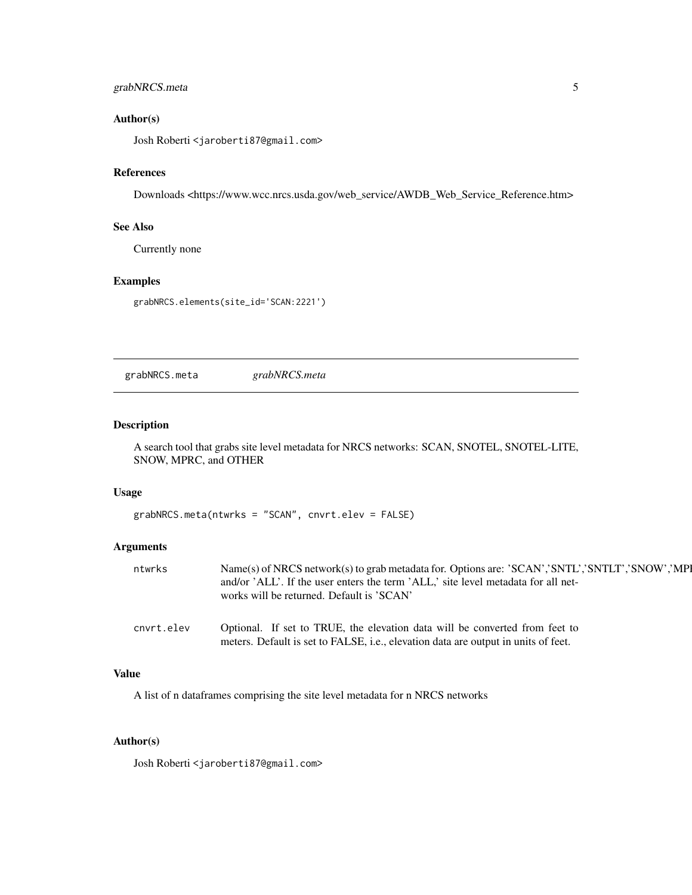### Author(s)

Josh Roberti <jaroberti87@gmail.com>

### References

Downloads <https://www.wcc.nrcs.usda.gov/web_service/AWDB_Web_Service_Reference.htm>

### See Also

Currently none

### Examples

```
grabNRCS.elements(site_id='SCAN:2221')
```

---

## grabNRCS.meta *grabNRCS.meta*

---

### Description

A search tool that grabs site level metadata for NRCS networks: SCAN, SNOTEL, SNOTEL-LITE, SNOW, MPRC, and OTHER

### Usage

```
grabNRCS.meta(ntwrks = "SCAN", cnvrt.elev = FALSE)
```

### Arguments

| | |
|---|---|
| `ntwrks` | Name(s) of NRCS network(s) to grab metadata for. Options are: 'SCAN','SNTL','SNTLT','SNOW','MPI and/or 'ALL'. If the user enters the term 'ALL,' site level metadata for all networks will be returned. Default is 'SCAN' |
| `cnvrt.elev` | Optional. If set to TRUE, the elevation data will be converted from feet to meters. Default is set to FALSE, i.e., elevation data are output in units of feet. |

### Value

A list of n dataframes comprising the site level metadata for n NRCS networks

### Author(s)

Josh Roberti <jaroberti87@gmail.com>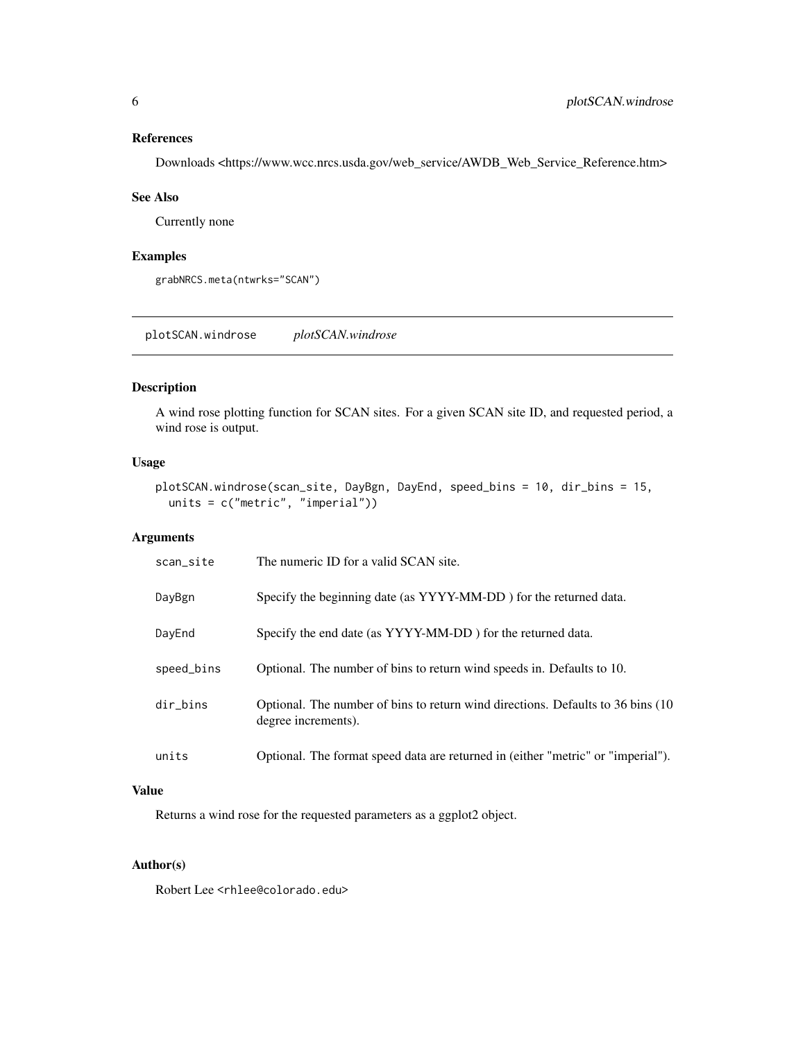### References

Downloads <https://www.wcc.nrcs.usda.gov/web_service/AWDB_Web_Service_Reference.htm>

### See Also

Currently none

### Examples

```
grabNRCS.meta(ntwrks="SCAN")
```

---

## plotSCAN.windrose *plotSCAN.windrose*

---

### Description

A wind rose plotting function for SCAN sites. For a given SCAN site ID, and requested period, a wind rose is output.

### Usage

```
plotSCAN.windrose(scan_site, DayBgn, DayEnd, speed_bins = 10, dir_bins = 15,
  units = c("metric", "imperial"))
```

### Arguments

| | |
|---|---|
| scan_site | The numeric ID for a valid SCAN site. |
| DayBgn | Specify the beginning date (as YYYY-MM-DD ) for the returned data. |
| DayEnd | Specify the end date (as YYYY-MM-DD ) for the returned data. |
| speed_bins | Optional. The number of bins to return wind speeds in. Defaults to 10. |
| dir_bins | Optional. The number of bins to return wind directions. Defaults to 36 bins (10 degree increments). |
| units | Optional. The format speed data are returned in (either "metric" or "imperial"). |

### Value

Returns a wind rose for the requested parameters as a ggplot2 object.

### Author(s)

Robert Lee <rhlee@colorado.edu>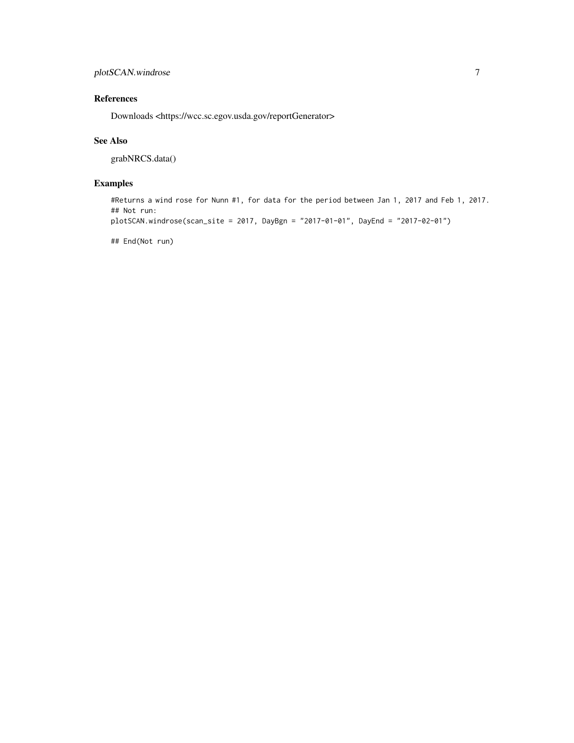### References

Downloads <https://wcc.sc.egov.usda.gov/reportGenerator>

### See Also

grabNRCS.data()

### Examples

```
#Returns a wind rose for Nunn #1, for data for the period between Jan 1, 2017 and Feb 1, 2017.
## Not run:
plotSCAN.windrose(scan_site = 2017, DayBgn = "2017-01-01", DayEnd = "2017-02-01")

## End(Not run)
```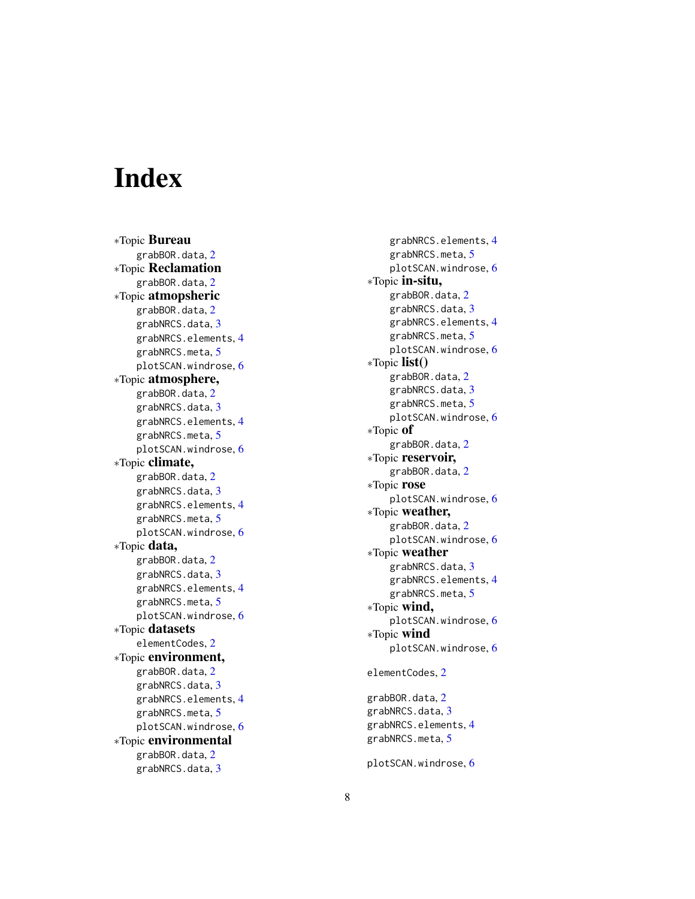# Index

∗Topic **Bureau**
  grabBOR.data, 2
∗Topic **Reclamation**
  grabBOR.data, 2
∗Topic **atmopsheric**
  grabBOR.data, 2
  grabNRCS.data, 3
  grabNRCS.elements, 4
  grabNRCS.meta, 5
  plotSCAN.windrose, 6
∗Topic **atmosphere,**
  grabBOR.data, 2
  grabNRCS.data, 3
  grabNRCS.elements, 4
  grabNRCS.meta, 5
  plotSCAN.windrose, 6
∗Topic **climate,**
  grabBOR.data, 2
  grabNRCS.data, 3
  grabNRCS.elements, 4
  grabNRCS.meta, 5
  plotSCAN.windrose, 6
∗Topic **data,**
  grabBOR.data, 2
  grabNRCS.data, 3
  grabNRCS.elements, 4
  grabNRCS.meta, 5
  plotSCAN.windrose, 6
∗Topic **datasets**
  elementCodes, 2
∗Topic **environment,**
  grabBOR.data, 2
  grabNRCS.data, 3
  grabNRCS.elements, 4
  grabNRCS.meta, 5
  plotSCAN.windrose, 6
∗Topic **environmental**
  grabBOR.data, 2
  grabNRCS.data, 3
  grabNRCS.elements, 4
  grabNRCS.meta, 5
  plotSCAN.windrose, 6
∗Topic **in-situ,**
  grabBOR.data, 2
  grabNRCS.data, 3
  grabNRCS.elements, 4
  grabNRCS.meta, 5
  plotSCAN.windrose, 6
∗Topic **list()**
  grabBOR.data, 2
  grabNRCS.data, 3
  grabNRCS.meta, 5
  plotSCAN.windrose, 6
∗Topic **of**
  grabBOR.data, 2
∗Topic **reservoir,**
  grabBOR.data, 2
∗Topic **rose**
  plotSCAN.windrose, 6
∗Topic **weather,**
  grabBOR.data, 2
  plotSCAN.windrose, 6
∗Topic **weather**
  grabNRCS.data, 3
  grabNRCS.elements, 4
  grabNRCS.meta, 5
∗Topic **wind,**
  plotSCAN.windrose, 6
∗Topic **wind**
  plotSCAN.windrose, 6

elementCodes, 2

grabBOR.data, 2
grabNRCS.data, 3
grabNRCS.elements, 4
grabNRCS.meta, 5

plotSCAN.windrose, 6